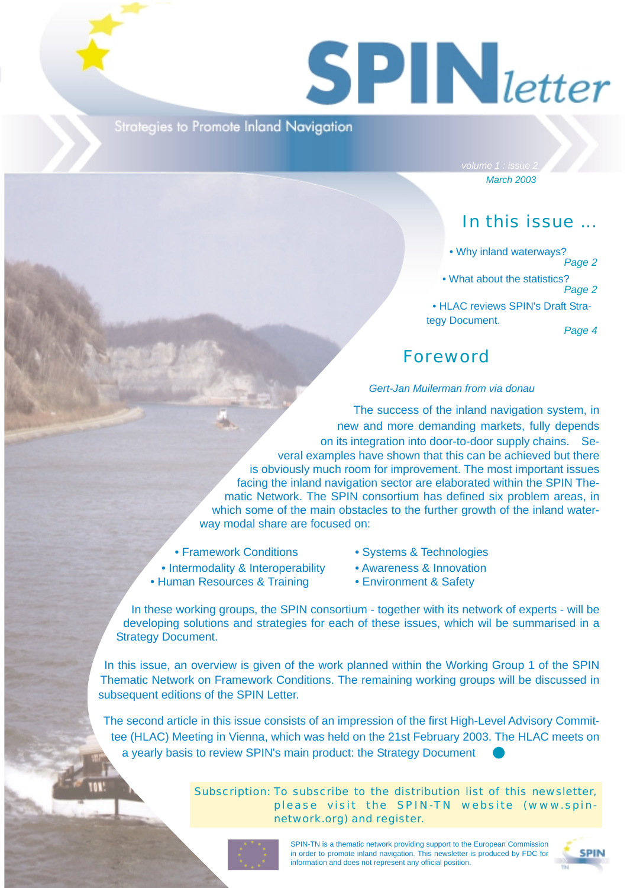# SPINletter

Strategies to Promote Inland Navigation

volume 1 : issue 2

*March 2003*

## In this issue ...

- Why inland waterways? *Page 2*
- What about the statistics? *Page 2*
- HLAC reviews SPIN's Draft Strategy Document. *Page 4*

## Foreword

*Gert-Jan Muilerman from via donau*

The success of the inland navigation system, in new and more demanding markets, fully depends on its integration into door-to-door supply chains. Several examples have shown that this can be achieved but there is obviously much room for improvement. The most important issues facing the inland navigation sector are elaborated within the SPIN Thematic Network. The SPIN consortium has defined six problem areas, in which some of the main obstacles to the further growth of the inland waterway modal share are focused on:

- Framework Conditions
- Intermodality & Interoperability
- Human Resources & Training
- Systems & Technologies
- Awareness & Innovation
- Environment & Safety

In these working groups, the SPIN consortium - together with its network of experts - will be developing solutions and strategies for each of these issues, which wil be summarised in a Strategy Document.

In this issue, an overview is given of the work planned within the Working Group 1 of the SPIN Thematic Network on Framework Conditions. The remaining working groups will be discussed in subsequent editions of the SPIN Letter.

The second article in this issue consists of an impression of the first High-Level Advisory Committee (HLAC) Meeting in Vienna, which was held on the 21st February 2003. The HLAC meets on a yearly basis to review SPIN's main product: the Strategy Document

Subscription: To subscribe to the distribution list of this newsletter, please visit the SPIN-TN website (www.spin-network.org) and register.

SPIN-TN is a thematic network providing support to the European Commission in order to promote inland navigation. This newsletter is produced by FDC for information and does not represent any official position.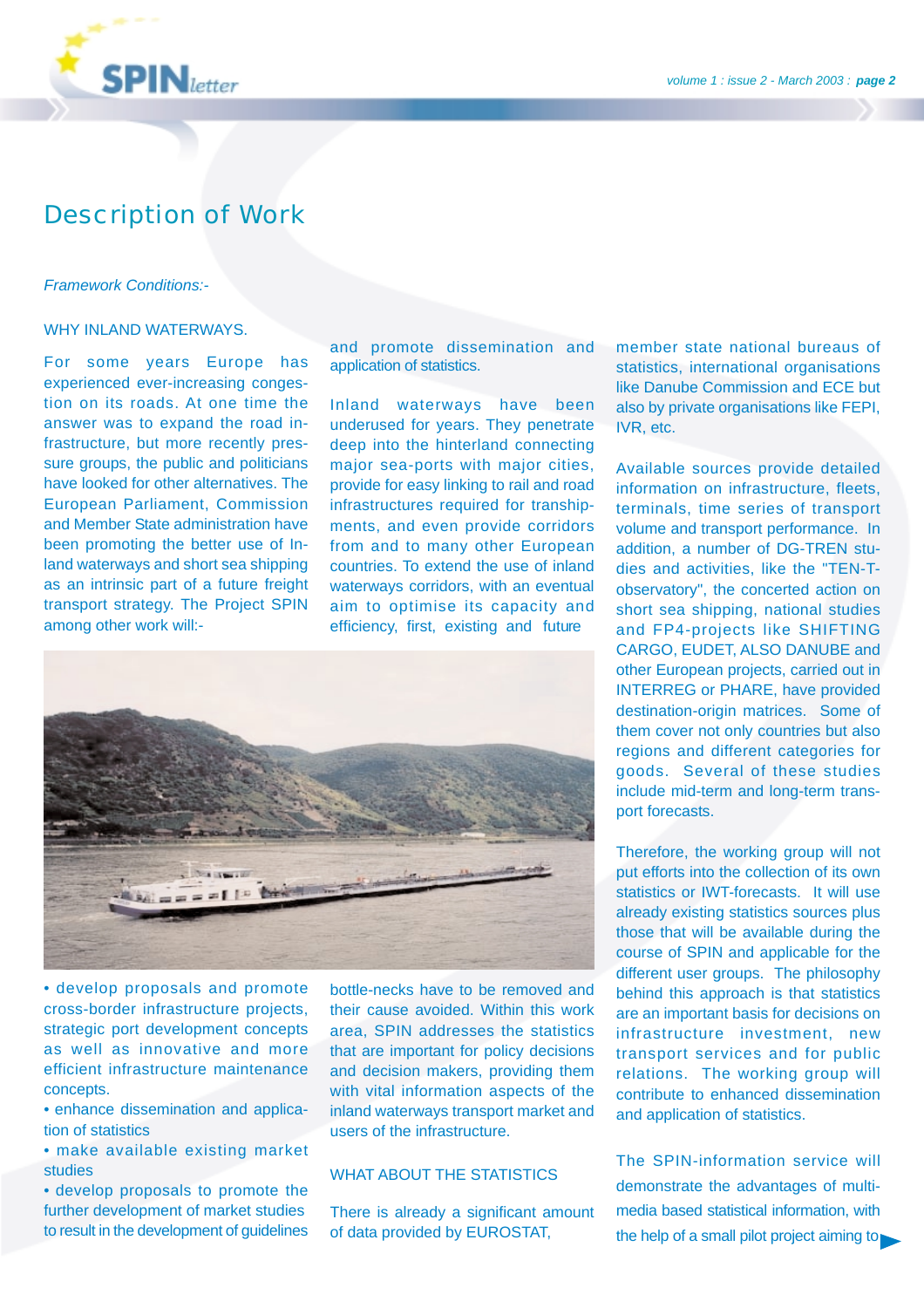# Description of Work

*Framework Conditions:-*

WHY INLAND WATERWAYS.

For some years Europe has experienced ever-increasing congestion on its roads. At one time the answer was to expand the road infrastructure, but more recently pressure groups, the public and politicians have looked for other alternatives. The European Parliament, Commission and Member State administration have been promoting the better use of Inland waterways and short sea shipping as an intrinsic part of a future freight transport strategy. The Project SPIN among other work will:-

- develop proposals and promote cross-border infrastructure projects, strategic port development concepts as well as innovative and more efficient infrastructure maintenance concepts.
- enhance dissemination and application of statistics
- make available existing market studies
- develop proposals to promote the further development of market studies to result in the development of guidelines and promote dissemination and application of statistics.

Inland waterways have been underused for years. They penetrate deep into the hinterland connecting major sea-ports with major cities, provide for easy linking to rail and road infrastructures required for transhipments, and even provide corridors from and to many other European countries. To extend the use of inland waterways corridors, with an eventual aim to optimise its capacity and efficiency, first, existing and future bottle-necks have to be removed and their cause avoided. Within this work area, SPIN addresses the statistics that are important for policy decisions and decision makers, providing them with vital information aspects of the inland waterways transport market and users of the infrastructure.

WHAT ABOUT THE STATISTICS

There is already a significant amount of data provided by EUROSTAT, member state national bureaus of statistics, international organisations like Danube Commission and ECE but also by private organisations like FEPI, IVR, etc.

Available sources provide detailed information on infrastructure, fleets, terminals, time series of transport volume and transport performance. In addition, a number of DG-TREN studies and activities, like the "TEN-T-observatory", the concerted action on short sea shipping, national studies and FP4-projects like SHIFTING CARGO, EUDET, ALSO DANUBE and other European projects, carried out in INTERREG or PHARE, have provided destination-origin matrices. Some of them cover not only countries but also regions and different categories for goods. Several of these studies include mid-term and long-term transport forecasts.

Therefore, the working group will not put efforts into the collection of its own statistics or IWT-forecasts. It will use already existing statistics sources plus those that will be available during the course of SPIN and applicable for the different user groups. The philosophy behind this approach is that statistics are an important basis for decisions on infrastructure investment, new transport services and for public relations. The working group will contribute to enhanced dissemination and application of statistics.

The SPIN-information service will demonstrate the advantages of multi-media based statistical information, with the help of a small pilot project aiming to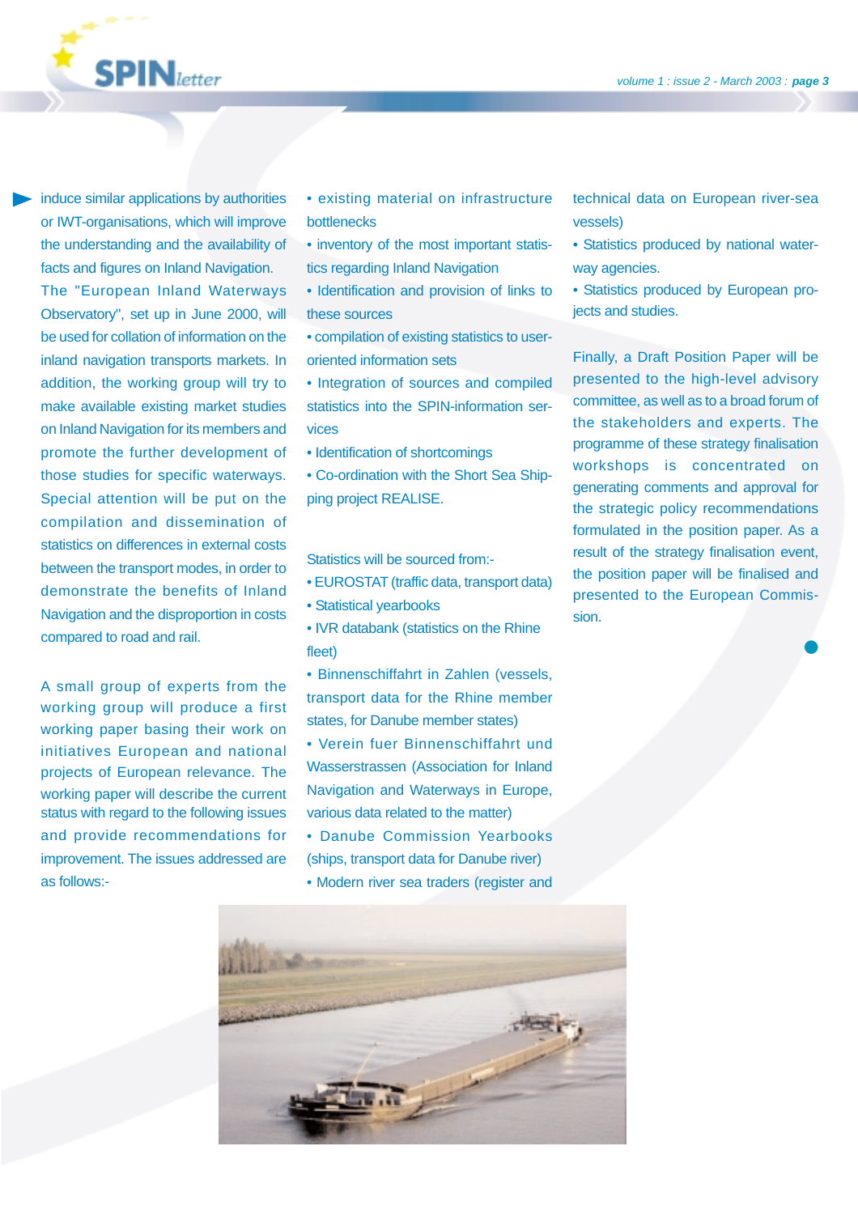induce similar applications by authorities or IWT-organisations, which will improve the understanding and the availability of facts and figures on Inland Navigation. The "European Inland Waterways Observatory", set up in June 2000, will be used for collation of information on the inland navigation transports markets. In addition, the working group will try to make available existing market studies on Inland Navigation for its members and promote the further development of those studies for specific waterways. Special attention will be put on the compilation and dissemination of statistics on differences in external costs between the transport modes, in order to demonstrate the benefits of Inland Navigation and the disproportion in costs compared to road and rail.

A small group of experts from the working group will produce a first working paper basing their work on initiatives European and national projects of European relevance. The working paper will describe the current status with regard to the following issues and provide recommendations for improvement. The issues addressed are as follows:-

- existing material on infrastructure bottlenecks
- inventory of the most important statistics regarding Inland Navigation
- Identification and provision of links to these sources
- compilation of existing statistics to user-oriented information sets
- Integration of sources and compiled statistics into the SPIN-information services
- Identification of shortcomings
- Co-ordination with the Short Sea Shipping project REALISE.

Statistics will be sourced from:-

- EUROSTAT (traffic data, transport data)
- Statistical yearbooks
- IVR databank (statistics on the Rhine fleet)
- Binnenschiffahrt in Zahlen (vessels, transport data for the Rhine member states, for Danube member states)
- Verein fuer Binnenschiffahrt und Wasserstrassen (Association for Inland Navigation and Waterways in Europe, various data related to the matter)
- Danube Commission Yearbooks (ships, transport data for Danube river)
- Modern river sea traders (register and technical data on European river-sea vessels)
- Statistics produced by national waterway agencies.
- Statistics produced by European projects and studies.

Finally, a Draft Position Paper will be presented to the high-level advisory committee, as well as to a broad forum of the stakeholders and experts. The programme of these strategy finalisation workshops is concentrated on generating comments and approval for the strategic policy recommendations formulated in the position paper. As a result of the strategy finalisation event, the position paper will be finalised and presented to the European Commission.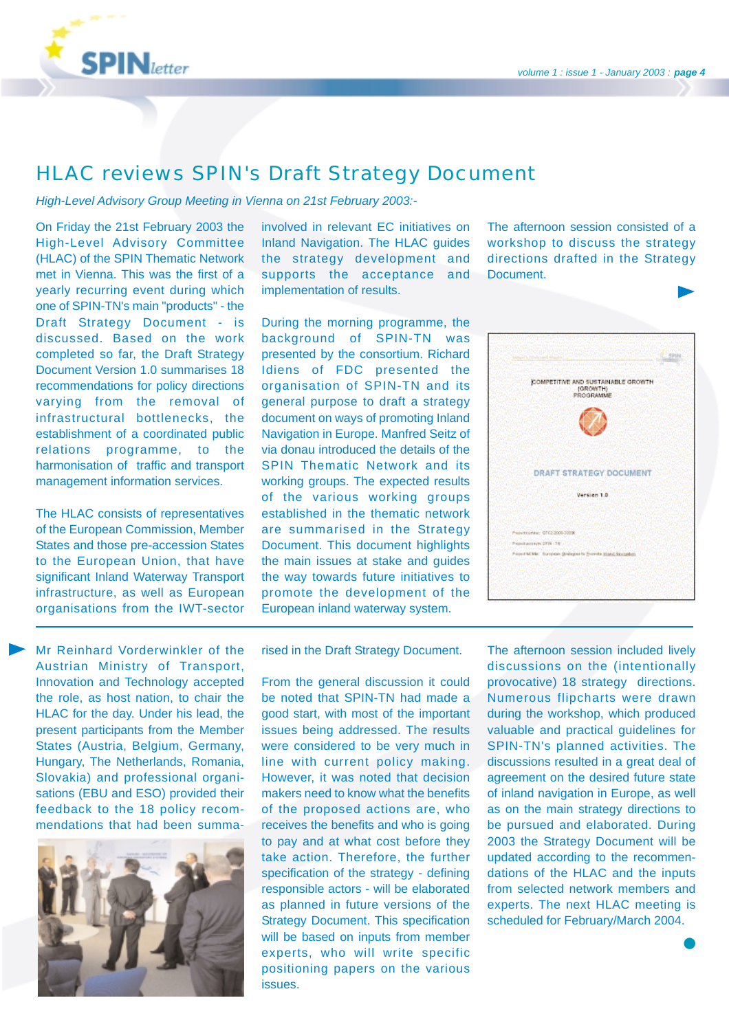# HLAC reviews SPIN's Draft Strategy Document

*High-Level Advisory Group Meeting in Vienna on 21st February 2003:-*

On Friday the 21st February 2003 the High-Level Advisory Committee (HLAC) of the SPIN Thematic Network met in Vienna. This was the first of a yearly recurring event during which one of SPIN-TN's main "products" - the Draft Strategy Document - is discussed. Based on the work completed so far, the Draft Strategy Document Version 1.0 summarises 18 recommendations for policy directions varying from the removal of infrastructural bottlenecks, the establishment of a coordinated public relations programme, to the harmonisation of traffic and transport management information services.

The HLAC consists of representatives of the European Commission, Member States and those pre-accession States to the European Union, that have significant Inland Waterway Transport infrastructure, as well as European organisations from the IWT-sector involved in relevant EC initiatives on Inland Navigation. The HLAC guides the strategy development and supports the acceptance and implementation of results.

During the morning programme, the background of SPIN-TN was presented by the consortium. Richard Idiens of FDC presented the organisation of SPIN-TN and its general purpose to draft a strategy document on ways of promoting Inland Navigation in Europe. Manfred Seitz of via donau introduced the details of the SPIN Thematic Network and its working groups. The expected results of the various working groups established in the thematic network are summarised in the Strategy Document. This document highlights the main issues at stake and guides the way towards future initiatives to promote the development of the European inland waterway system.

The afternoon session consisted of a workshop to discuss the strategy directions drafted in the Strategy Document.

Mr Reinhard Vorderwinkler of the Austrian Ministry of Transport, Innovation and Technology accepted the role, as host nation, to chair the HLAC for the day. Under his lead, the present participants from the Member States (Austria, Belgium, Germany, Hungary, The Netherlands, Romania, Slovakia) and professional organisations (EBU and ESO) provided their feedback to the 18 policy recommendations that had been summarised in the Draft Strategy Document.

From the general discussion it could be noted that SPIN-TN had made a good start, with most of the important issues being addressed. The results were considered to be very much in line with current policy making. However, it was noted that decision makers need to know what the benefits of the proposed actions are, who receives the benefits and who is going to pay and at what cost before they take action. Therefore, the further specification of the strategy - defining responsible actors - will be elaborated as planned in future versions of the Strategy Document. This specification will be based on inputs from member experts, who will write specific positioning papers on the various issues.

The afternoon session included lively discussions on the (intentionally provocative) 18 strategy directions. Numerous flipcharts were drawn during the workshop, which produced valuable and practical guidelines for SPIN-TN's planned activities. The discussions resulted in a great deal of agreement on the desired future state of inland navigation in Europe, as well as on the main strategy directions to be pursued and elaborated. During 2003 the Strategy Document will be updated according to the recommendations of the HLAC and the inputs from selected network members and experts. The next HLAC meeting is scheduled for February/March 2004.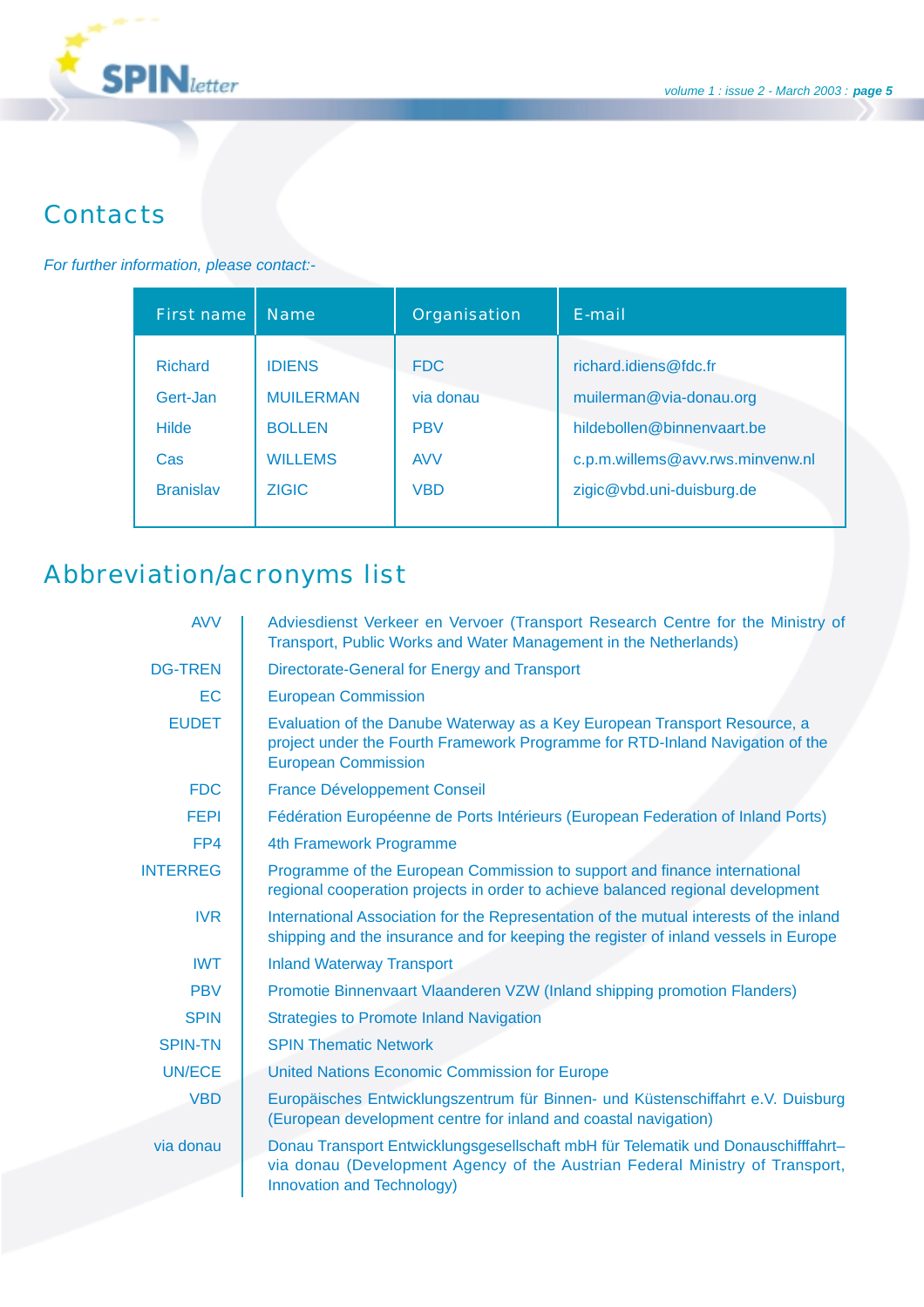## Contacts

*For further information, please contact:-*

| First name | Name | Organisation | E-mail |
|---|---|---|---|
| Richard | IDIENS | FDC | richard.idiens@fdc.fr |
| Gert-Jan | MUILERMAN | via donau | muilerman@via-donau.org |
| Hilde | BOLLEN | PBV | hildebollen@binnenvaart.be |
| Cas | WILLEMS | AVV | c.p.m.willems@avv.rws.minvenw.nl |
| Branislav | ZIGIC | VBD | zigic@vbd.uni-duisburg.de |

## Abbreviation/acronyms list

| | |
|---|---|
| AVV | Adviesdienst Verkeer en Vervoer (Transport Research Centre for the Ministry of Transport, Public Works and Water Management in the Netherlands) |
| DG-TREN | Directorate-General for Energy and Transport |
| EC | European Commission |
| EUDET | Evaluation of the Danube Waterway as a Key European Transport Resource, a project under the Fourth Framework Programme for RTD-Inland Navigation of the European Commission |
| FDC | France Développement Conseil |
| FEPI | Fédération Européenne de Ports Intérieurs (European Federation of Inland Ports) |
| FP4 | 4th Framework Programme |
| INTERREG | Programme of the European Commission to support and finance international regional cooperation projects in order to achieve balanced regional development |
| IVR | International Association for the Representation of the mutual interests of the inland shipping and the insurance and for keeping the register of inland vessels in Europe |
| IWT | Inland Waterway Transport |
| PBV | Promotie Binnenvaart Vlaanderen VZW (Inland shipping promotion Flanders) |
| SPIN | Strategies to Promote Inland Navigation |
| SPIN-TN | SPIN Thematic Network |
| UN/ECE | United Nations Economic Commission for Europe |
| VBD | Europäisches Entwicklungszentrum für Binnen- und Küstenschiffahrt e.V. Duisburg (European development centre for inland and coastal navigation) |
| via donau | Donau Transport Entwicklungsgesellschaft mbH für Telematik und Donauschifffahrt– via donau (Development Agency of the Austrian Federal Ministry of Transport, Innovation and Technology) |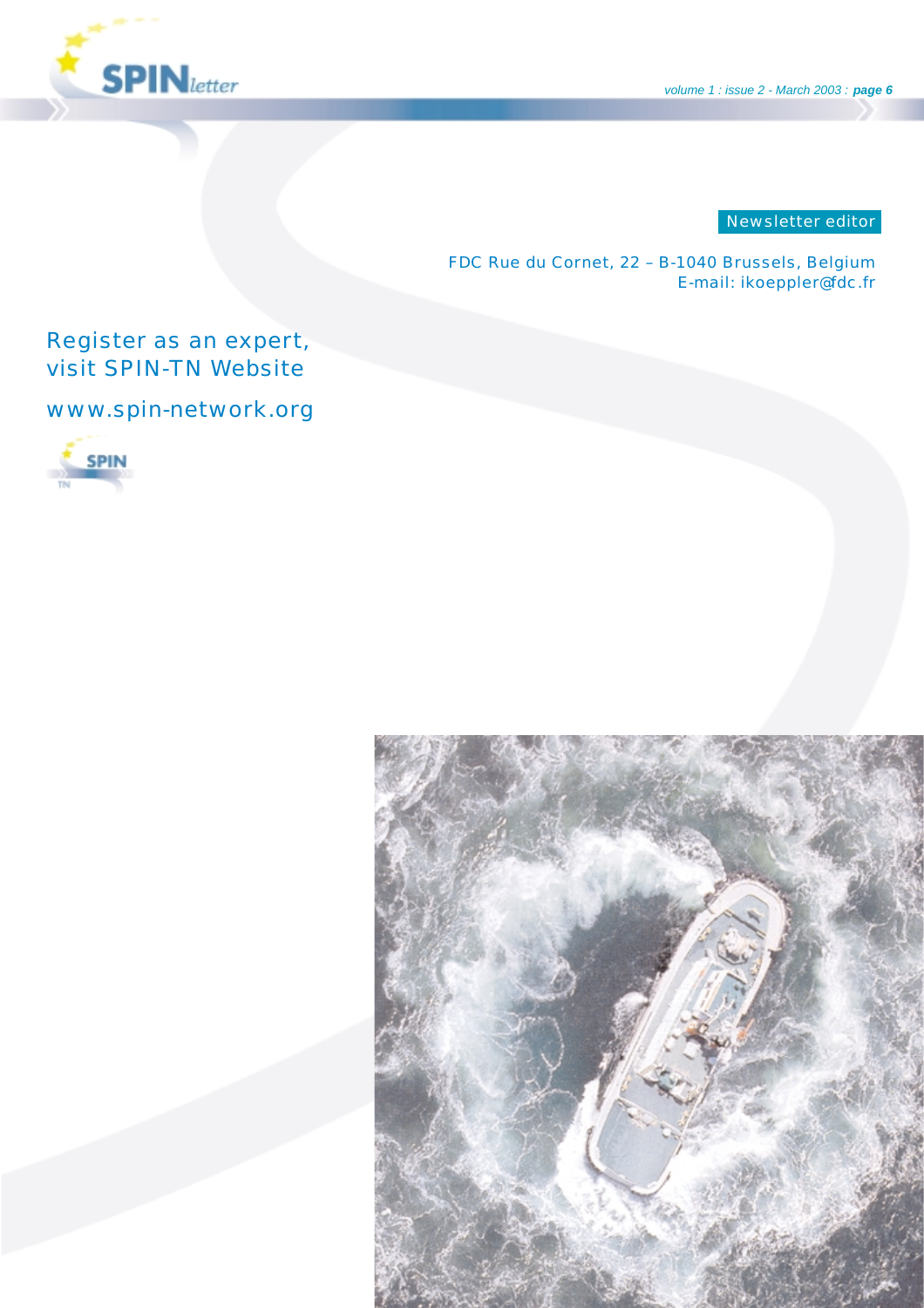Newsletter editor

FDC Rue du Cornet, 22 – B-1040 Brussels, Belgium
E-mail: ikoeppler@fdc.fr

Register as an expert, visit SPIN-TN Website

www.spin-network.org